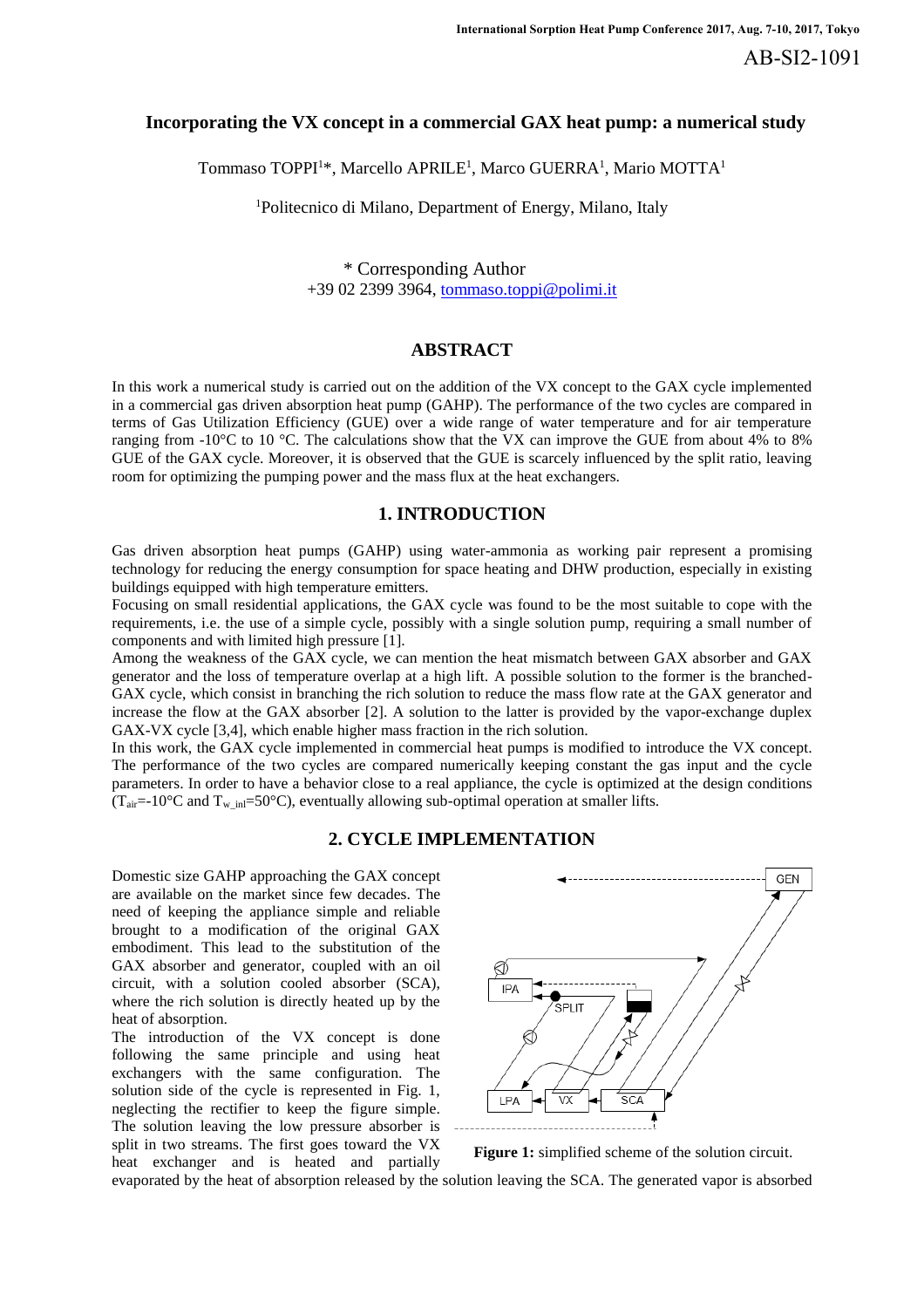# Incorporating the VX concept in a commercial GAX heat pump: a numerical study

Tommaso TOPPI[1]*, Marcello APRILE[1], Marco GUERRA[1], Mario MOTTA[1]

[1]Politecnico di Milano, Department of Energy, Milano, Italy

\* Corresponding Author
+39 02 2399 3964, tommaso.toppi@polimi.it

## ABSTRACT

In this work a numerical study is carried out on the addition of the VX concept to the GAX cycle implemented in a commercial gas driven absorption heat pump (GAHP). The performance of the two cycles are compared in terms of Gas Utilization Efficiency (GUE) over a wide range of water temperature and for air temperature ranging from -10°C to 10 °C. The calculations show that the VX can improve the GUE from about 4% to 8% GUE of the GAX cycle. Moreover, it is observed that the GUE is scarcely influenced by the split ratio, leaving room for optimizing the pumping power and the mass flux at the heat exchangers.

## 1. INTRODUCTION

Gas driven absorption heat pumps (GAHP) using water-ammonia as working pair represent a promising technology for reducing the energy consumption for space heating and DHW production, especially in existing buildings equipped with high temperature emitters.

Focusing on small residential applications, the GAX cycle was found to be the most suitable to cope with the requirements, i.e. the use of a simple cycle, possibly with a single solution pump, requiring a small number of components and with limited high pressure [1].

Among the weakness of the GAX cycle, we can mention the heat mismatch between GAX absorber and GAX generator and the loss of temperature overlap at a high lift. A possible solution to the former is the branched-GAX cycle, which consist in branching the rich solution to reduce the mass flow rate at the GAX generator and increase the flow at the GAX absorber [2]. A solution to the latter is provided by the vapor-exchange duplex GAX-VX cycle [3,4], which enable higher mass fraction in the rich solution.

In this work, the GAX cycle implemented in commercial heat pumps is modified to introduce the VX concept. The performance of the two cycles are compared numerically keeping constant the gas input and the cycle parameters. In order to have a behavior close to a real appliance, the cycle is optimized at the design conditions ($T_{air}$=-10°C and $T_{w\_inl}$=50°C), eventually allowing sub-optimal operation at smaller lifts.

## 2. CYCLE IMPLEMENTATION

Domestic size GAHP approaching the GAX concept are available on the market since few decades. The need of keeping the appliance simple and reliable brought to a modification of the original GAX embodiment. This lead to the substitution of the GAX absorber and generator, coupled with an oil circuit, with a solution cooled absorber (SCA), where the rich solution is directly heated up by the heat of absorption.

The introduction of the VX concept is done following the same principle and using heat exchangers with the same configuration. The solution side of the cycle is represented in Fig. 1, neglecting the rectifier to keep the figure simple. The solution leaving the low pressure absorber is split in two streams. The first goes toward the VX heat exchanger and is heated and partially evaporated by the heat of absorption released by the solution leaving the SCA. The generated vapor is absorbed

**Figure 1:** simplified scheme of the solution circuit.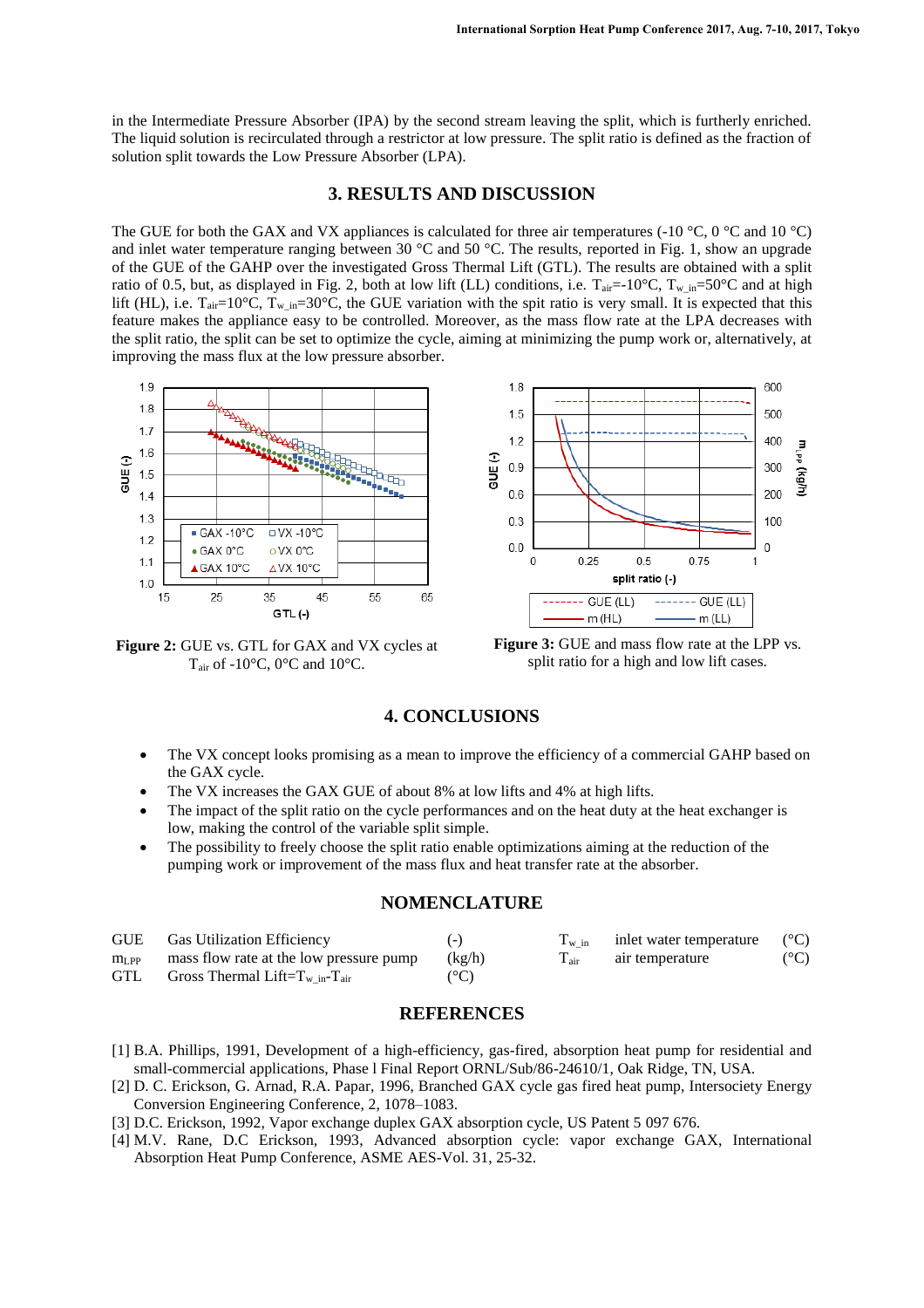in the Intermediate Pressure Absorber (IPA) by the second stream leaving the split, which is furtherly enriched. The liquid solution is recirculated through a restrictor at low pressure. The split ratio is defined as the fraction of solution split towards the Low Pressure Absorber (LPA).

## 3. RESULTS AND DISCUSSION

The GUE for both the GAX and VX appliances is calculated for three air temperatures (-10 °C, 0 °C and 10 °C) and inlet water temperature ranging between 30 °C and 50 °C. The results, reported in Fig. 1, show an upgrade of the GUE of the GAHP over the investigated Gross Thermal Lift (GTL). The results are obtained with a split ratio of 0.5, but, as displayed in Fig. 2, both at low lift (LL) conditions, i.e. $T_{air}$=-10°C, $T_{w\_in}$=50°C and at high lift (HL), i.e. $T_{air}$=10°C, $T_{w\_in}$=30°C, the GUE variation with the spit ratio is very small. It is expected that this feature makes the appliance easy to be controlled. Moreover, as the mass flow rate at the LPA decreases with the split ratio, the split can be set to optimize the cycle, aiming at minimizing the pump work or, alternatively, at improving the mass flux at the low pressure absorber.

GUE (-)
1.9
1.8
1.7
1.6
1.5
1.4
1.3
1.2
1.1
1.0
15 25 35 45 55 65
GTL (-)
GAX -10°C
VX -10°C
GAX 0°C
VX 0°C
GAX 10°C
VX 10°C

**Figure 2:** GUE vs. GTL for GAX and VX cycles at $T_{air}$ of -10°C, 0°C and 10°C.

GUE (-)
1.8
1.5
1.2
0.9
0.6
0.3
0.0
0 0.25 0.5 0.75 1
split ratio (-)
$m_{LPP}$ (kg/h)
600
500
400
300
200
100
0
GUE (LL)
GUE (LL)
m (HL)
m (LL)

**Figure 3:** GUE and mass flow rate at the LPP vs. split ratio for a high and low lift cases.

## 4. CONCLUSIONS

- The VX concept looks promising as a mean to improve the efficiency of a commercial GAHP based on the GAX cycle.
- The VX increases the GAX GUE of about 8% at low lifts and 4% at high lifts.
- The impact of the split ratio on the cycle performances and on the heat duty at the heat exchanger is low, making the control of the variable split simple.
- The possibility to freely choose the split ratio enable optimizations aiming at the reduction of the pumping work or improvement of the mass flux and heat transfer rate at the absorber.

## NOMENCLATURE

| | | | | | |
|---|---|---|---|---|---|
| GUE | Gas Utilization Efficiency | (-) | $T_{w\_in}$ | inlet water temperature | (°C) |
| $m_{LPP}$ | mass flow rate at the low pressure pump | (kg/h) | $T_{air}$ | air temperature | (°C) |
| GTL | Gross Thermal Lift=$T_{w\_in}$-$T_{air}$ | (°C) | | | |

## REFERENCES

[1] B.A. Phillips, 1991, Development of a high-efficiency, gas-fired, absorption heat pump for residential and small-commercial applications, Phase l Final Report ORNL/Sub/86-24610/1, Oak Ridge, TN, USA.

[2] D. C. Erickson, G. Arnad, R.A. Papar, 1996, Branched GAX cycle gas fired heat pump, Intersociety Energy Conversion Engineering Conference, 2, 1078–1083.

[3] D.C. Erickson, 1992, Vapor exchange duplex GAX absorption cycle, US Patent 5 097 676.

[4] M.V. Rane, D.C Erickson, 1993, Advanced absorption cycle: vapor exchange GAX, International Absorption Heat Pump Conference, ASME AES-Vol. 31, 25-32.